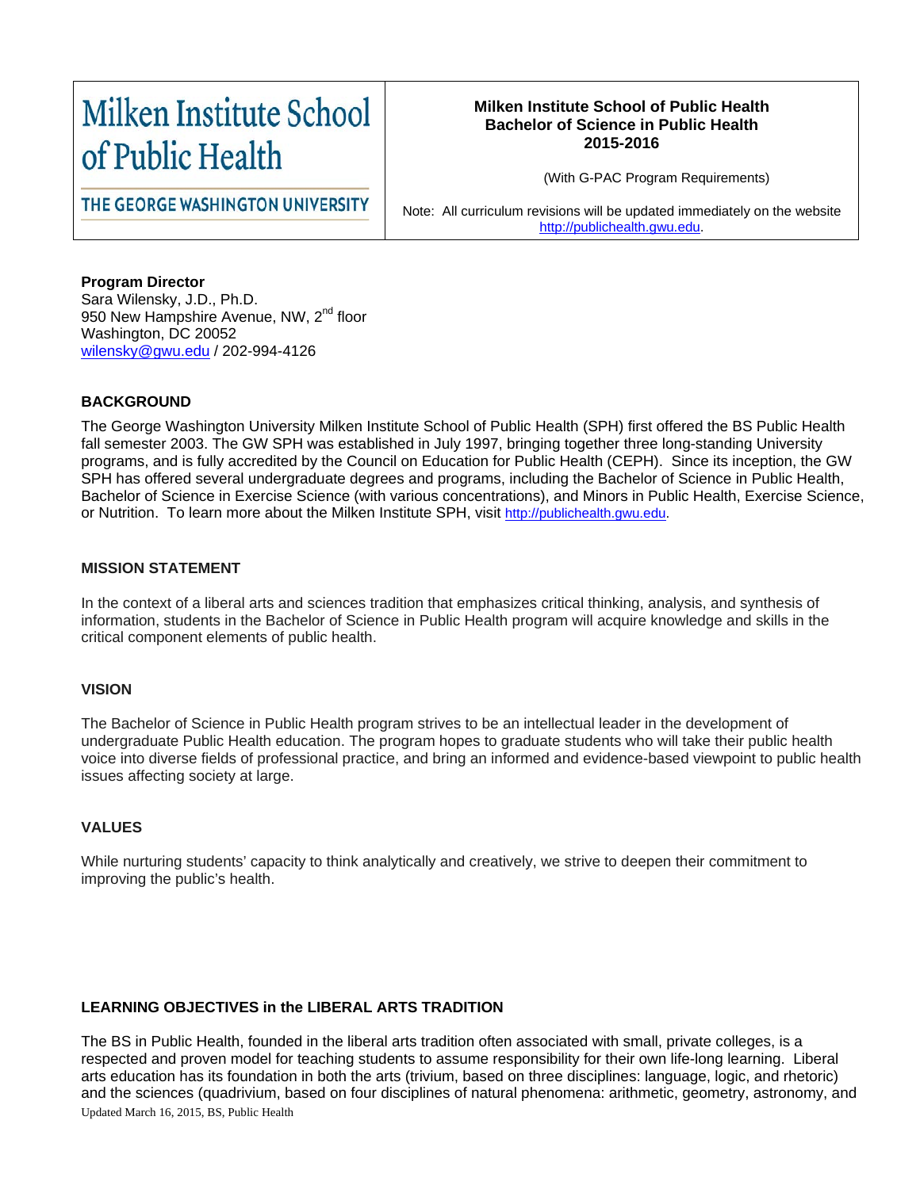| Milken Institute School of Public Health<br>THE GEORGE WASHINGTON UNIVERSITY | **Milken Institute School of Public Health**<br>**Bachelor of Science in Public Health**<br>**2015-2016**<br><br>(With G-PAC Program Requirements)<br><br>Note: All curriculum revisions will be updated immediately on the website http://publichealth.gwu.edu. |
|---|---|

**Program Director**
Sara Wilensky, J.D., Ph.D.
950 New Hampshire Avenue, NW, 2nd floor
Washington, DC 20052
wilensky@gwu.edu / 202-994-4126

## BACKGROUND

The George Washington University Milken Institute School of Public Health (SPH) first offered the BS Public Health fall semester 2003. The GW SPH was established in July 1997, bringing together three long-standing University programs, and is fully accredited by the Council on Education for Public Health (CEPH). Since its inception, the GW SPH has offered several undergraduate degrees and programs, including the Bachelor of Science in Public Health, Bachelor of Science in Exercise Science (with various concentrations), and Minors in Public Health, Exercise Science, or Nutrition. To learn more about the Milken Institute SPH, visit http://publichealth.gwu.edu.

## MISSION STATEMENT

In the context of a liberal arts and sciences tradition that emphasizes critical thinking, analysis, and synthesis of information, students in the Bachelor of Science in Public Health program will acquire knowledge and skills in the critical component elements of public health.

## VISION

The Bachelor of Science in Public Health program strives to be an intellectual leader in the development of undergraduate Public Health education. The program hopes to graduate students who will take their public health voice into diverse fields of professional practice, and bring an informed and evidence-based viewpoint to public health issues affecting society at large.

## VALUES

While nurturing students' capacity to think analytically and creatively, we strive to deepen their commitment to improving the public's health.

## LEARNING OBJECTIVES in the LIBERAL ARTS TRADITION

The BS in Public Health, founded in the liberal arts tradition often associated with small, private colleges, is a respected and proven model for teaching students to assume responsibility for their own life-long learning. Liberal arts education has its foundation in both the arts (trivium, based on three disciplines: language, logic, and rhetoric) and the sciences (quadrivium, based on four disciplines of natural phenomena: arithmetic, geometry, astronomy, and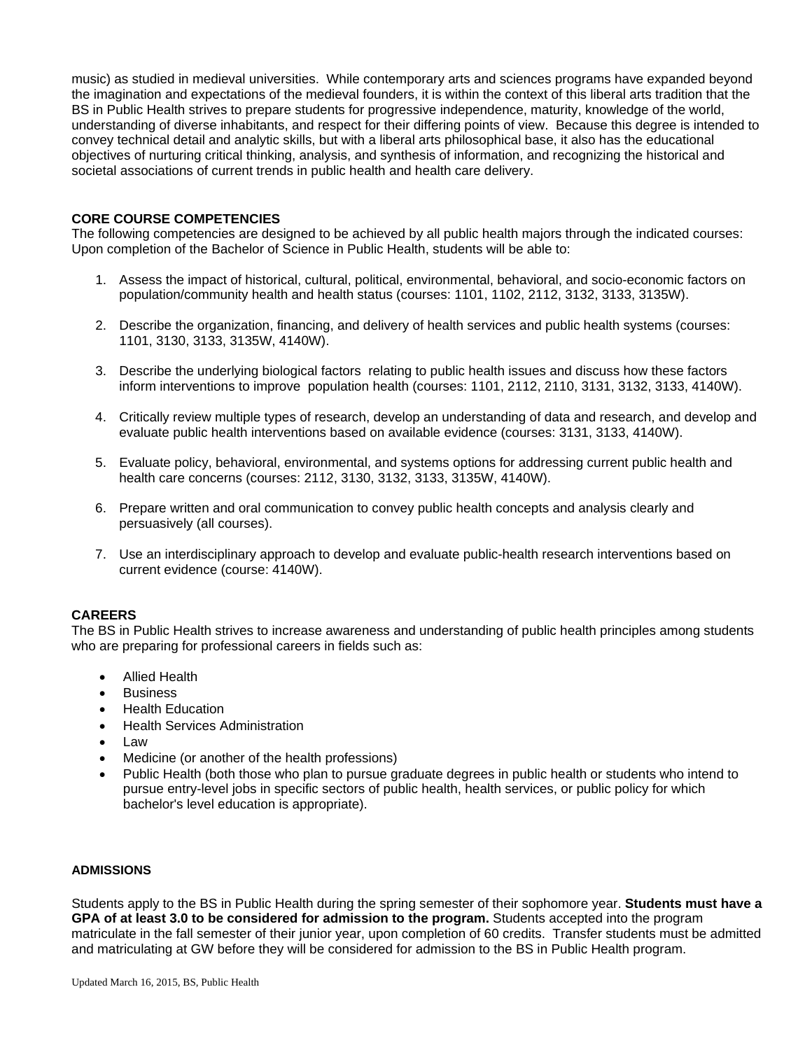music) as studied in medieval universities. While contemporary arts and sciences programs have expanded beyond the imagination and expectations of the medieval founders, it is within the context of this liberal arts tradition that the BS in Public Health strives to prepare students for progressive independence, maturity, knowledge of the world, understanding of diverse inhabitants, and respect for their differing points of view. Because this degree is intended to convey technical detail and analytic skills, but with a liberal arts philosophical base, it also has the educational objectives of nurturing critical thinking, analysis, and synthesis of information, and recognizing the historical and societal associations of current trends in public health and health care delivery.

## CORE COURSE COMPETENCIES

The following competencies are designed to be achieved by all public health majors through the indicated courses: Upon completion of the Bachelor of Science in Public Health, students will be able to:

1. Assess the impact of historical, cultural, political, environmental, behavioral, and socio-economic factors on population/community health and health status (courses: 1101, 1102, 2112, 3132, 3133, 3135W).

2. Describe the organization, financing, and delivery of health services and public health systems (courses: 1101, 3130, 3133, 3135W, 4140W).

3. Describe the underlying biological factors relating to public health issues and discuss how these factors inform interventions to improve population health (courses: 1101, 2112, 2110, 3131, 3132, 3133, 4140W).

4. Critically review multiple types of research, develop an understanding of data and research, and develop and evaluate public health interventions based on available evidence (courses: 3131, 3133, 4140W).

5. Evaluate policy, behavioral, environmental, and systems options for addressing current public health and health care concerns (courses: 2112, 3130, 3132, 3133, 3135W, 4140W).

6. Prepare written and oral communication to convey public health concepts and analysis clearly and persuasively (all courses).

7. Use an interdisciplinary approach to develop and evaluate public-health research interventions based on current evidence (course: 4140W).

## CAREERS

The BS in Public Health strives to increase awareness and understanding of public health principles among students who are preparing for professional careers in fields such as:

- Allied Health
- Business
- Health Education
- Health Services Administration
- Law
- Medicine (or another of the health professions)
- Public Health (both those who plan to pursue graduate degrees in public health or students who intend to pursue entry-level jobs in specific sectors of public health, health services, or public policy for which bachelor's level education is appropriate).

## ADMISSIONS

Students apply to the BS in Public Health during the spring semester of their sophomore year. **Students must have a GPA of at least 3.0 to be considered for admission to the program.** Students accepted into the program matriculate in the fall semester of their junior year, upon completion of 60 credits. Transfer students must be admitted and matriculating at GW before they will be considered for admission to the BS in Public Health program.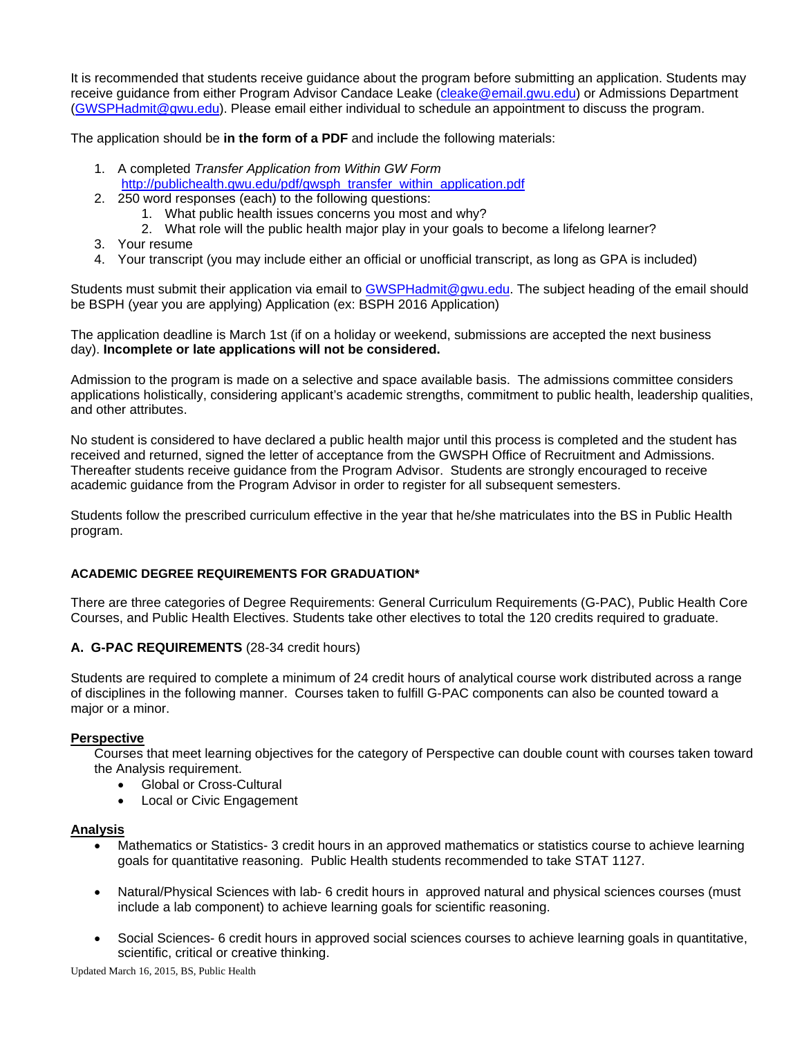It is recommended that students receive guidance about the program before submitting an application. Students may receive guidance from either Program Advisor Candace Leake (cleake@email.gwu.edu) or Admissions Department (GWSPHadmit@gwu.edu). Please email either individual to schedule an appointment to discuss the program.

The application should be **in the form of a PDF** and include the following materials:

1. A completed *Transfer Application from Within GW Form* http://publichealth.gwu.edu/pdf/gwsph_transfer_within_application.pdf
2. 250 word responses (each) to the following questions:
   1. What public health issues concerns you most and why?
   2. What role will the public health major play in your goals to become a lifelong learner?
3. Your resume
4. Your transcript (you may include either an official or unofficial transcript, as long as GPA is included)

Students must submit their application via email to GWSPHadmit@gwu.edu. The subject heading of the email should be BSPH (year you are applying) Application (ex: BSPH 2016 Application)

The application deadline is March 1st (if on a holiday or weekend, submissions are accepted the next business day). **Incomplete or late applications will not be considered.**

Admission to the program is made on a selective and space available basis. The admissions committee considers applications holistically, considering applicant's academic strengths, commitment to public health, leadership qualities, and other attributes.

No student is considered to have declared a public health major until this process is completed and the student has received and returned, signed the letter of acceptance from the GWSPH Office of Recruitment and Admissions. Thereafter students receive guidance from the Program Advisor. Students are strongly encouraged to receive academic guidance from the Program Advisor in order to register for all subsequent semesters.

Students follow the prescribed curriculum effective in the year that he/she matriculates into the BS in Public Health program.

## ACADEMIC DEGREE REQUIREMENTS FOR GRADUATION*

There are three categories of Degree Requirements: General Curriculum Requirements (G-PAC), Public Health Core Courses, and Public Health Electives. Students take other electives to total the 120 credits required to graduate.

### A. G-PAC REQUIREMENTS (28-34 credit hours)

Students are required to complete a minimum of 24 credit hours of analytical course work distributed across a range of disciplines in the following manner. Courses taken to fulfill G-PAC components can also be counted toward a major or a minor.

**Perspective**

Courses that meet learning objectives for the category of Perspective can double count with courses taken toward the Analysis requirement.

- Global or Cross-Cultural
- Local or Civic Engagement

**Analysis**

- Mathematics or Statistics- 3 credit hours in an approved mathematics or statistics course to achieve learning goals for quantitative reasoning. Public Health students recommended to take STAT 1127.
- Natural/Physical Sciences with lab- 6 credit hours in approved natural and physical sciences courses (must include a lab component) to achieve learning goals for scientific reasoning.
- Social Sciences- 6 credit hours in approved social sciences courses to achieve learning goals in quantitative, scientific, critical or creative thinking.

Updated March 16, 2015, BS, Public Health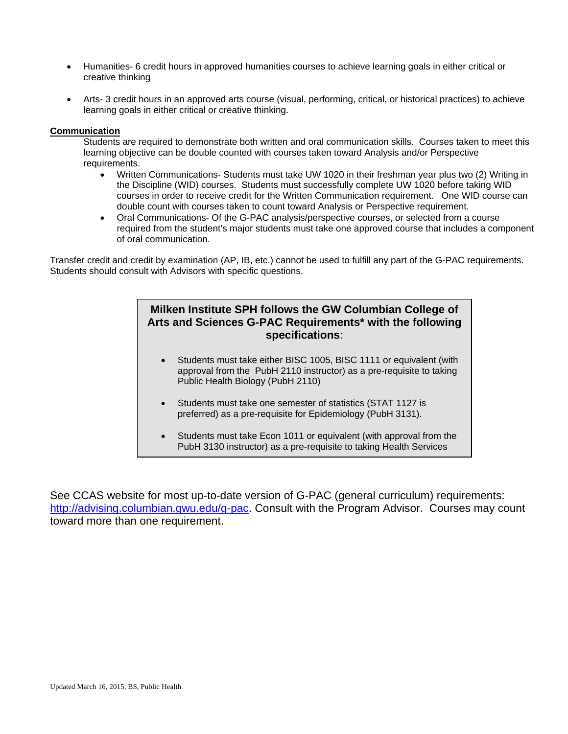- Humanities- 6 credit hours in approved humanities courses to achieve learning goals in either critical or creative thinking

- Arts- 3 credit hours in an approved arts course (visual, performing, critical, or historical practices) to achieve learning goals in either critical or creative thinking.

**Communication**

Students are required to demonstrate both written and oral communication skills. Courses taken to meet this learning objective can be double counted with courses taken toward Analysis and/or Perspective requirements.

- Written Communications- Students must take UW 1020 in their freshman year plus two (2) Writing in the Discipline (WID) courses. Students must successfully complete UW 1020 before taking WID courses in order to receive credit for the Written Communication requirement. One WID course can double count with courses taken to count toward Analysis or Perspective requirement.
- Oral Communications- Of the G-PAC analysis/perspective courses, or selected from a course required from the student's major students must take one approved course that includes a component of oral communication.

Transfer credit and credit by examination (AP, IB, etc.) cannot be used to fulfill any part of the G-PAC requirements. Students should consult with Advisors with specific questions.

**Milken Institute SPH follows the GW Columbian College of Arts and Sciences G-PAC Requirements* with the following specifications**:

- Students must take either BISC 1005, BISC 1111 or equivalent (with approval from the PubH 2110 instructor) as a pre-requisite to taking Public Health Biology (PubH 2110)

- Students must take one semester of statistics (STAT 1127 is preferred) as a pre-requisite for Epidemiology (PubH 3131).

- Students must take Econ 1011 or equivalent (with approval from the PubH 3130 instructor) as a pre-requisite to taking Health Services

See CCAS website for most up-to-date version of G-PAC (general curriculum) requirements: http://advising.columbian.gwu.edu/g-pac. Consult with the Program Advisor. Courses may count toward more than one requirement.

Updated March 16, 2015, BS, Public Health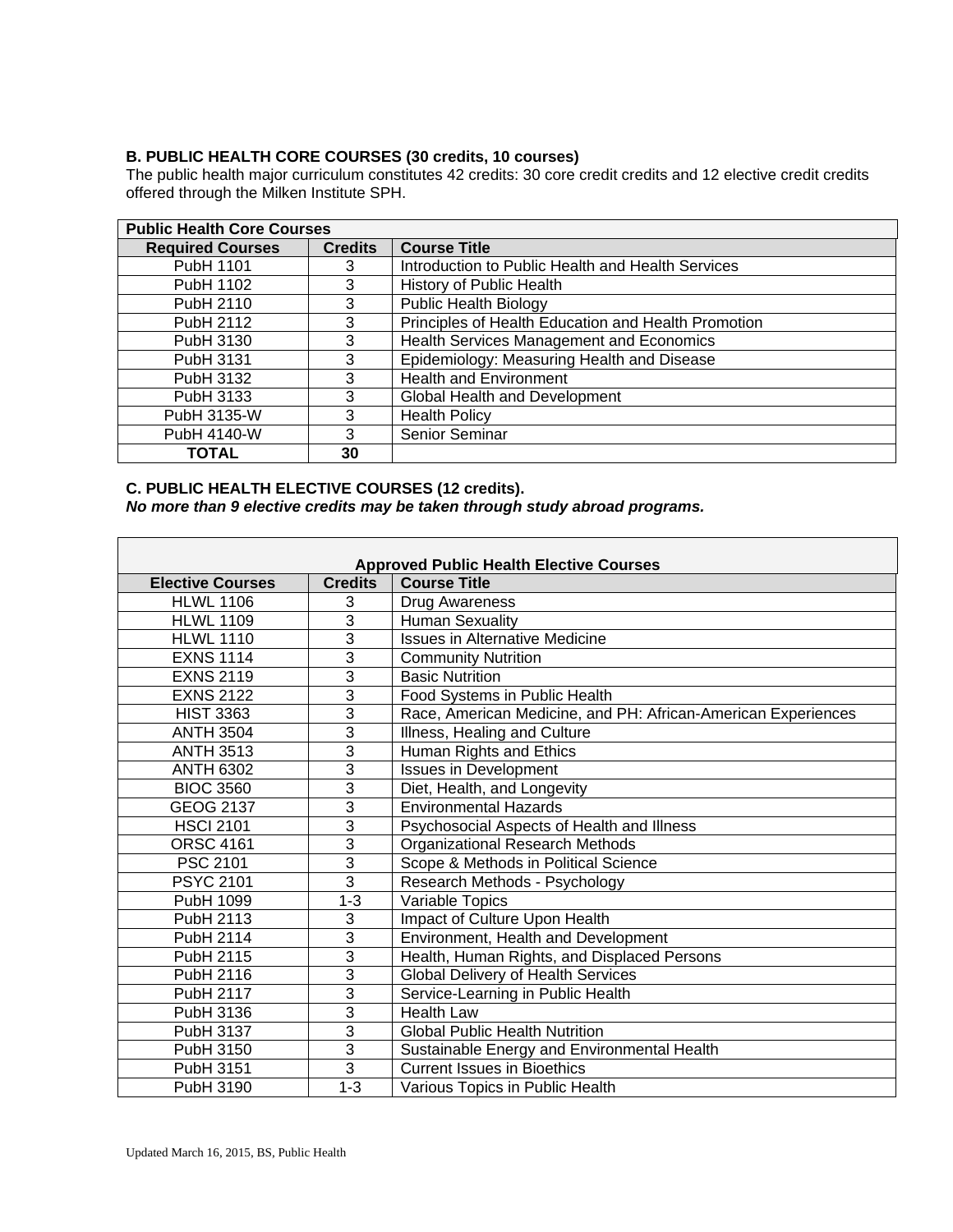**B. PUBLIC HEALTH CORE COURSES (30 credits, 10 courses)**

The public health major curriculum constitutes 42 credits: 30 core credit credits and 12 elective credit credits offered through the Milken Institute SPH.

| **Public Health Core Courses** | | |
|---|---|---|
| **Required Courses** | **Credits** | **Course Title** |
| PubH 1101 | 3 | Introduction to Public Health and Health Services |
| PubH 1102 | 3 | History of Public Health |
| PubH 2110 | 3 | Public Health Biology |
| PubH 2112 | 3 | Principles of Health Education and Health Promotion |
| PubH 3130 | 3 | Health Services Management and Economics |
| PubH 3131 | 3 | Epidemiology: Measuring Health and Disease |
| PubH 3132 | 3 | Health and Environment |
| PubH 3133 | 3 | Global Health and Development |
| PubH 3135-W | 3 | Health Policy |
| PubH 4140-W | 3 | Senior Seminar |
| **TOTAL** | **30** | |

**C. PUBLIC HEALTH ELECTIVE COURSES (12 credits).**
***No more than 9 elective credits may be taken through study abroad programs.***

| **Approved Public Health Elective Courses** | | |
|---|---|---|
| **Elective Courses** | **Credits** | **Course Title** |
| HLWL 1106 | 3 | Drug Awareness |
| HLWL 1109 | 3 | Human Sexuality |
| HLWL 1110 | 3 | Issues in Alternative Medicine |
| EXNS 1114 | 3 | Community Nutrition |
| EXNS 2119 | 3 | Basic Nutrition |
| EXNS 2122 | 3 | Food Systems in Public Health |
| HIST 3363 | 3 | Race, American Medicine, and PH: African-American Experiences |
| ANTH 3504 | 3 | Illness, Healing and Culture |
| ANTH 3513 | 3 | Human Rights and Ethics |
| ANTH 6302 | 3 | Issues in Development |
| BIOC 3560 | 3 | Diet, Health, and Longevity |
| GEOG 2137 | 3 | Environmental Hazards |
| HSCI 2101 | 3 | Psychosocial Aspects of Health and Illness |
| ORSC 4161 | 3 | Organizational Research Methods |
| PSC 2101 | 3 | Scope & Methods in Political Science |
| PSYC 2101 | 3 | Research Methods - Psychology |
| PubH 1099 | 1-3 | Variable Topics |
| PubH 2113 | 3 | Impact of Culture Upon Health |
| PubH 2114 | 3 | Environment, Health and Development |
| PubH 2115 | 3 | Health, Human Rights, and Displaced Persons |
| PubH 2116 | 3 | Global Delivery of Health Services |
| PubH 2117 | 3 | Service-Learning in Public Health |
| PubH 3136 | 3 | Health Law |
| PubH 3137 | 3 | Global Public Health Nutrition |
| PubH 3150 | 3 | Sustainable Energy and Environmental Health |
| PubH 3151 | 3 | Current Issues in Bioethics |
| PubH 3190 | 1-3 | Various Topics in Public Health |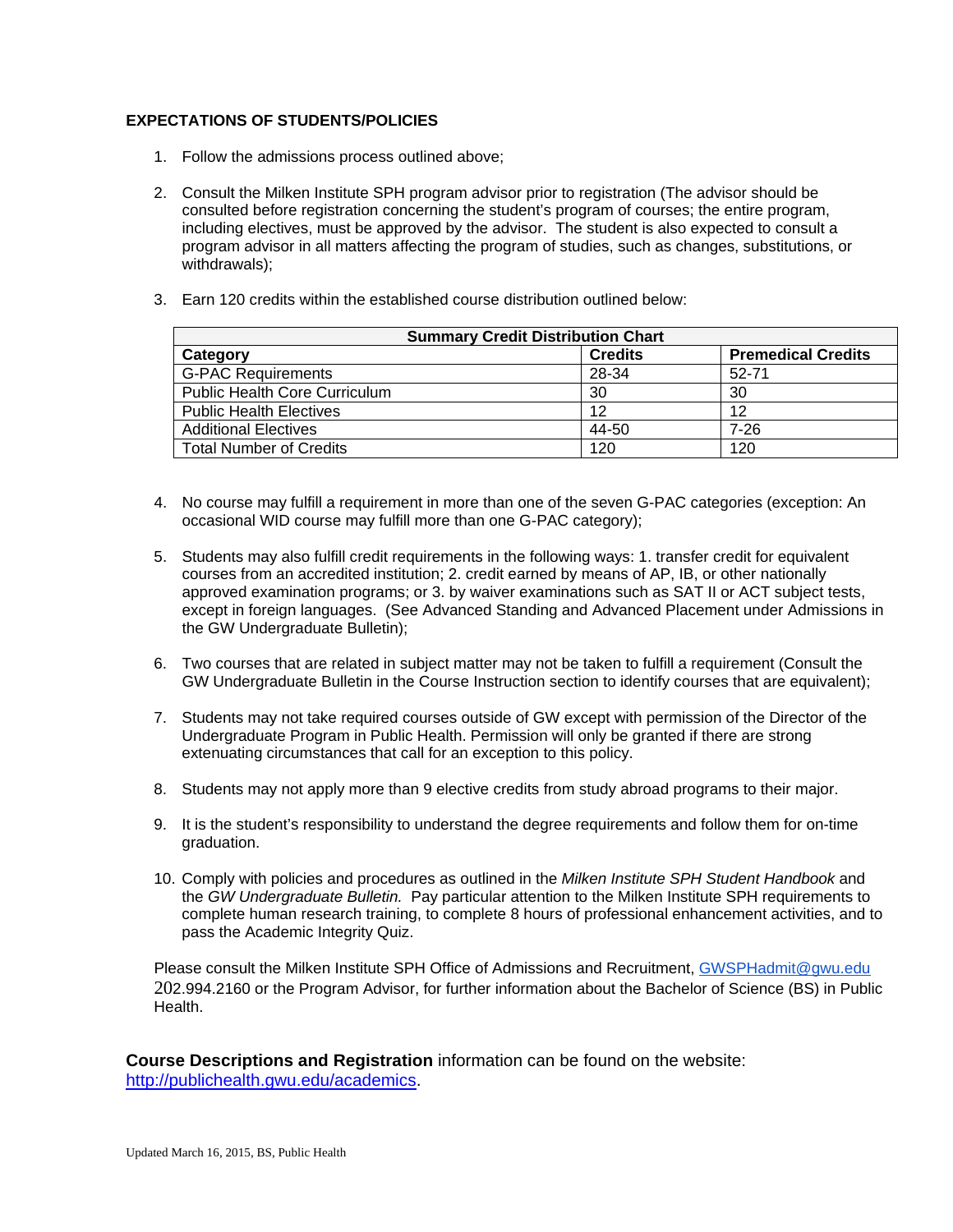**EXPECTATIONS OF STUDENTS/POLICIES**

1. Follow the admissions process outlined above;

2. Consult the Milken Institute SPH program advisor prior to registration (The advisor should be consulted before registration concerning the student's program of courses; the entire program, including electives, must be approved by the advisor. The student is also expected to consult a program advisor in all matters affecting the program of studies, such as changes, substitutions, or withdrawals);

3. Earn 120 credits within the established course distribution outlined below:

| Summary Credit Distribution Chart | | |
|---|---|---|
| **Category** | **Credits** | **Premedical Credits** |
| G-PAC Requirements | 28-34 | 52-71 |
| Public Health Core Curriculum | 30 | 30 |
| Public Health Electives | 12 | 12 |
| Additional Electives | 44-50 | 7-26 |
| Total Number of Credits | 120 | 120 |

4. No course may fulfill a requirement in more than one of the seven G-PAC categories (exception: An occasional WID course may fulfill more than one G-PAC category);

5. Students may also fulfill credit requirements in the following ways: 1. transfer credit for equivalent courses from an accredited institution; 2. credit earned by means of AP, IB, or other nationally approved examination programs; or 3. by waiver examinations such as SAT II or ACT subject tests, except in foreign languages. (See Advanced Standing and Advanced Placement under Admissions in the GW Undergraduate Bulletin);

6. Two courses that are related in subject matter may not be taken to fulfill a requirement (Consult the GW Undergraduate Bulletin in the Course Instruction section to identify courses that are equivalent);

7. Students may not take required courses outside of GW except with permission of the Director of the Undergraduate Program in Public Health. Permission will only be granted if there are strong extenuating circumstances that call for an exception to this policy.

8. Students may not apply more than 9 elective credits from study abroad programs to their major.

9. It is the student's responsibility to understand the degree requirements and follow them for on-time graduation.

10. Comply with policies and procedures as outlined in the *Milken Institute SPH Student Handbook* and the *GW Undergraduate Bulletin.* Pay particular attention to the Milken Institute SPH requirements to complete human research training, to complete 8 hours of professional enhancement activities, and to pass the Academic Integrity Quiz.

Please consult the Milken Institute SPH Office of Admissions and Recruitment, GWSPHadmit@gwu.edu 202.994.2160 or the Program Advisor, for further information about the Bachelor of Science (BS) in Public Health.

**Course Descriptions and Registration** information can be found on the website: http://publichealth.gwu.edu/academics.

Updated March 16, 2015, BS, Public Health